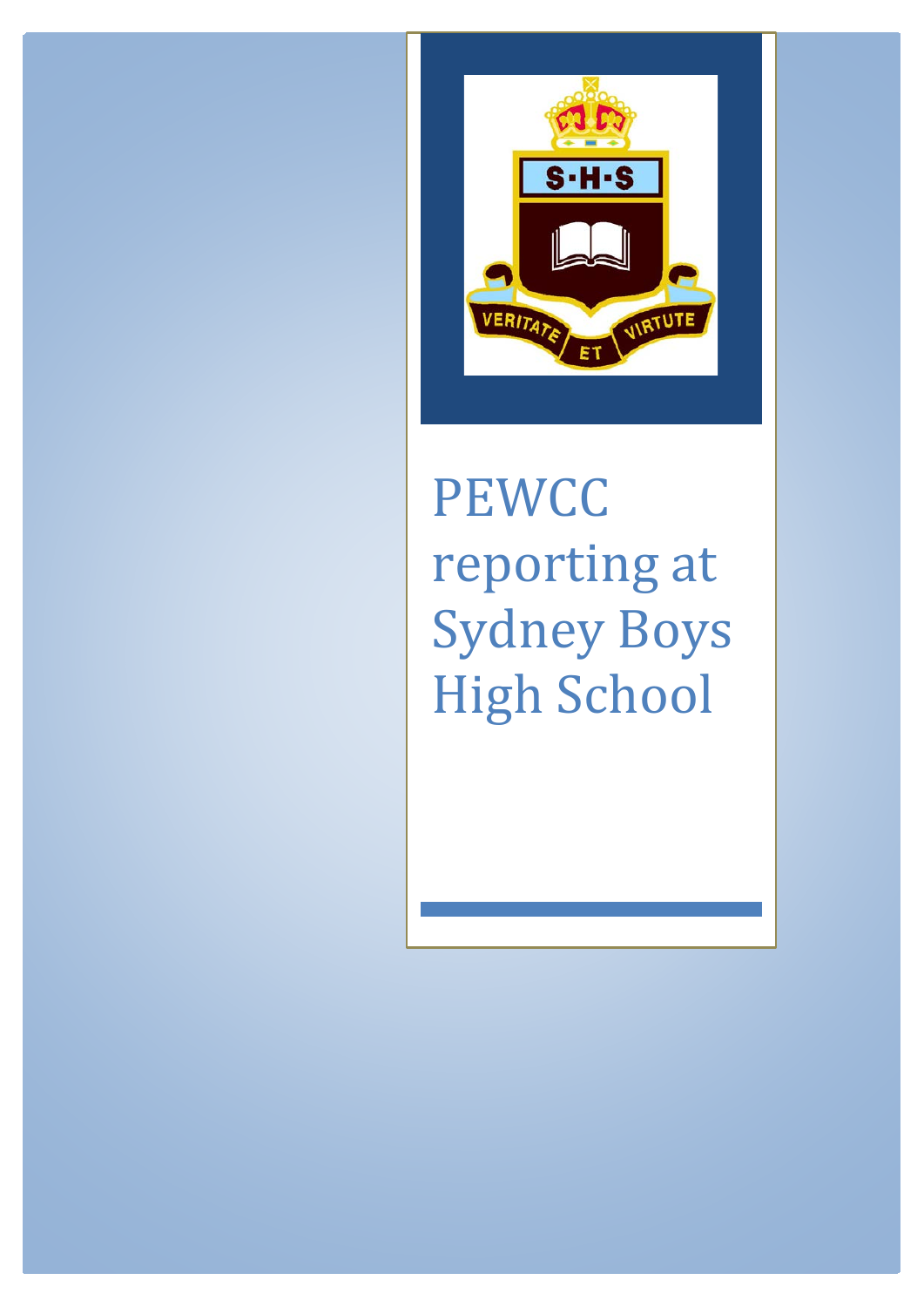# PEWCC reporting at Sydney Boys High School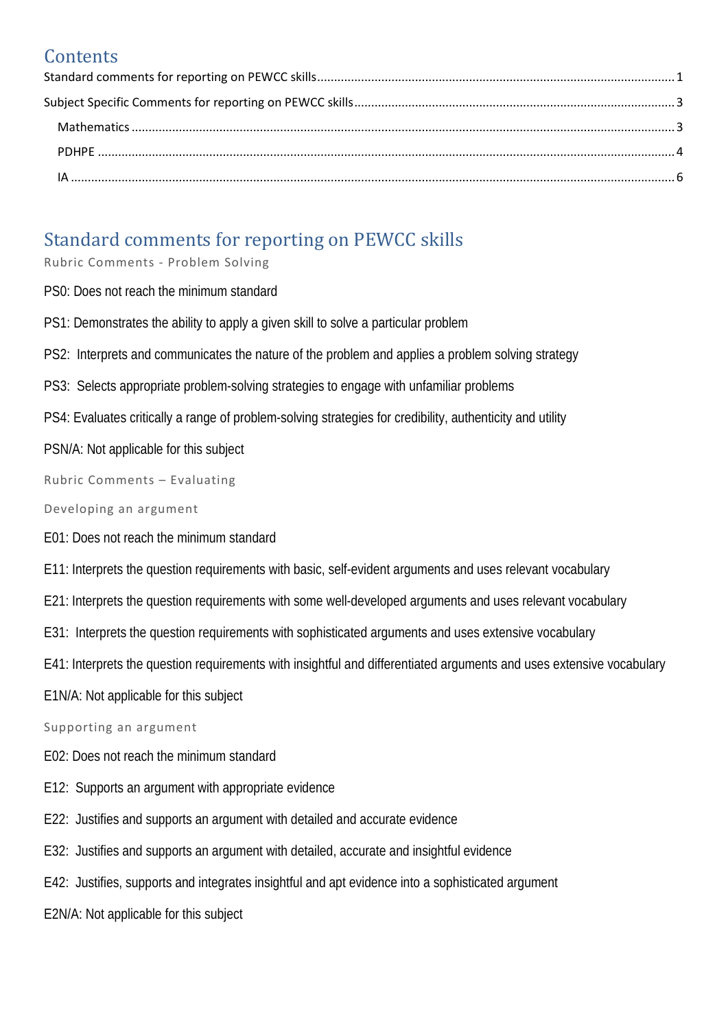# Contents

Standard comments for reporting on PEWCC skills ........ 1

Subject Specific Comments for reporting on PEWCC skills ........ 3

- Mathematics ........ 3
- PDHPE ........ 4
- IA ........ 6

# Standard comments for reporting on PEWCC skills

### Rubric Comments - Problem Solving

PS0: Does not reach the minimum standard

PS1: Demonstrates the ability to apply a given skill to solve a particular problem

PS2: Interprets and communicates the nature of the problem and applies a problem solving strategy

PS3: Selects appropriate problem-solving strategies to engage with unfamiliar problems

PS4: Evaluates critically a range of problem-solving strategies for credibility, authenticity and utility

PSN/A: Not applicable for this subject

### Rubric Comments – Evaluating

#### Developing an argument

E01: Does not reach the minimum standard

E11: Interprets the question requirements with basic, self-evident arguments and uses relevant vocabulary

E21: Interprets the question requirements with some well-developed arguments and uses relevant vocabulary

E31: Interprets the question requirements with sophisticated arguments and uses extensive vocabulary

E41: Interprets the question requirements with insightful and differentiated arguments and uses extensive vocabulary

E1N/A: Not applicable for this subject

#### Supporting an argument

E02: Does not reach the minimum standard

E12: Supports an argument with appropriate evidence

E22: Justifies and supports an argument with detailed and accurate evidence

E32: Justifies and supports an argument with detailed, accurate and insightful evidence

E42: Justifies, supports and integrates insightful and apt evidence into a sophisticated argument

E2N/A: Not applicable for this subject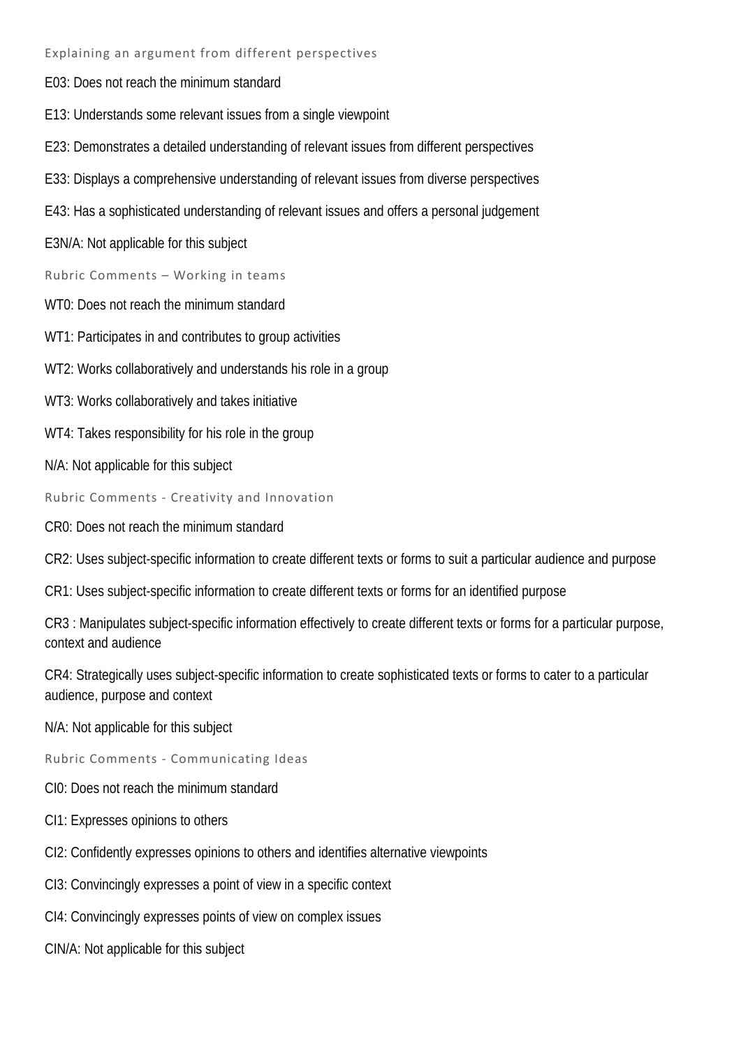### Explaining an argument from different perspectives

E03: Does not reach the minimum standard

E13: Understands some relevant issues from a single viewpoint

E23: Demonstrates a detailed understanding of relevant issues from different perspectives

E33: Displays a comprehensive understanding of relevant issues from diverse perspectives

E43: Has a sophisticated understanding of relevant issues and offers a personal judgement

E3N/A: Not applicable for this subject

### Rubric Comments – Working in teams

WT0: Does not reach the minimum standard

WT1: Participates in and contributes to group activities

WT2: Works collaboratively and understands his role in a group

WT3: Works collaboratively and takes initiative

WT4: Takes responsibility for his role in the group

N/A: Not applicable for this subject

### Rubric Comments - Creativity and Innovation

CR0: Does not reach the minimum standard

CR2: Uses subject-specific information to create different texts or forms to suit a particular audience and purpose

CR1: Uses subject-specific information to create different texts or forms for an identified purpose

CR3 : Manipulates subject-specific information effectively to create different texts or forms for a particular purpose, context and audience

CR4: Strategically uses subject-specific information to create sophisticated texts or forms to cater to a particular audience, purpose and context

N/A: Not applicable for this subject

### Rubric Comments - Communicating Ideas

CI0: Does not reach the minimum standard

CI1: Expresses opinions to others

CI2: Confidently expresses opinions to others and identifies alternative viewpoints

CI3: Convincingly expresses a point of view in a specific context

CI4: Convincingly expresses points of view on complex issues

CIN/A: Not applicable for this subject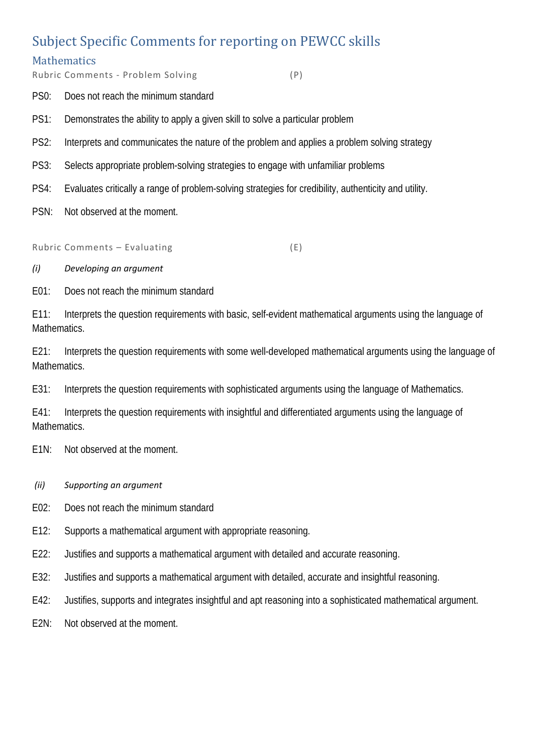# Subject Specific Comments for reporting on PEWCC skills

## Mathematics

### Rubric Comments - Problem Solving (P)

PS0: Does not reach the minimum standard

PS1: Demonstrates the ability to apply a given skill to solve a particular problem

PS2: Interprets and communicates the nature of the problem and applies a problem solving strategy

PS3: Selects appropriate problem-solving strategies to engage with unfamiliar problems

PS4: Evaluates critically a range of problem-solving strategies for credibility, authenticity and utility.

PSN: Not observed at the moment.

### Rubric Comments – Evaluating (E)

*(i) Developing an argument*

E01: Does not reach the minimum standard

E11: Interprets the question requirements with basic, self-evident mathematical arguments using the language of Mathematics.

E21: Interprets the question requirements with some well-developed mathematical arguments using the language of Mathematics.

E31: Interprets the question requirements with sophisticated arguments using the language of Mathematics.

E41: Interprets the question requirements with insightful and differentiated arguments using the language of Mathematics.

E1N: Not observed at the moment.

*(ii) Supporting an argument*

E02: Does not reach the minimum standard

E12: Supports a mathematical argument with appropriate reasoning.

E22: Justifies and supports a mathematical argument with detailed and accurate reasoning.

E32: Justifies and supports a mathematical argument with detailed, accurate and insightful reasoning.

E42: Justifies, supports and integrates insightful and apt reasoning into a sophisticated mathematical argument.

E2N: Not observed at the moment.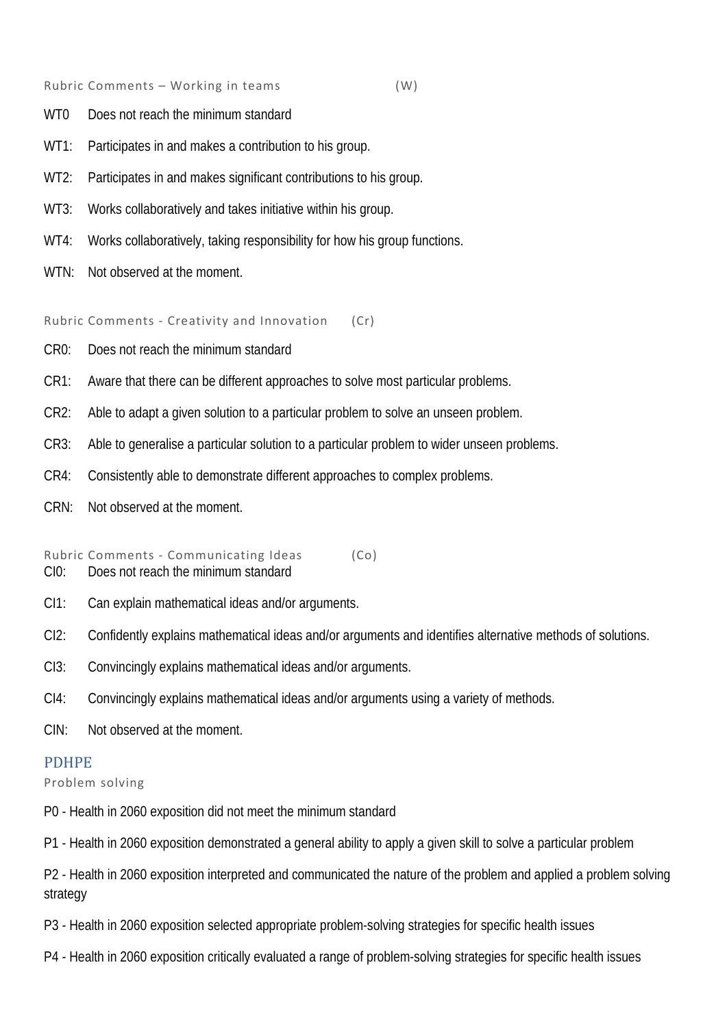Rubric Comments – Working in teams (W)

WT0 Does not reach the minimum standard

WT1: Participates in and makes a contribution to his group.

WT2: Participates in and makes significant contributions to his group.

WT3: Works collaboratively and takes initiative within his group.

WT4: Works collaboratively, taking responsibility for how his group functions.

WTN: Not observed at the moment.

Rubric Comments - Creativity and Innovation (Cr)

CR0: Does not reach the minimum standard

CR1: Aware that there can be different approaches to solve most particular problems.

CR2: Able to adapt a given solution to a particular problem to solve an unseen problem.

CR3: Able to generalise a particular solution to a particular problem to wider unseen problems.

CR4: Consistently able to demonstrate different approaches to complex problems.

CRN: Not observed at the moment.

Rubric Comments - Communicating Ideas (Co)

CI0: Does not reach the minimum standard

CI1: Can explain mathematical ideas and/or arguments.

CI2: Confidently explains mathematical ideas and/or arguments and identifies alternative methods of solutions.

CI3: Convincingly explains mathematical ideas and/or arguments.

CI4: Convincingly explains mathematical ideas and/or arguments using a variety of methods.

CIN: Not observed at the moment.

## PDHPE

Problem solving

P0 - Health in 2060 exposition did not meet the minimum standard

P1 - Health in 2060 exposition demonstrated a general ability to apply a given skill to solve a particular problem

P2 - Health in 2060 exposition interpreted and communicated the nature of the problem and applied a problem solving strategy

P3 - Health in 2060 exposition selected appropriate problem-solving strategies for specific health issues

P4 - Health in 2060 exposition critically evaluated a range of problem-solving strategies for specific health issues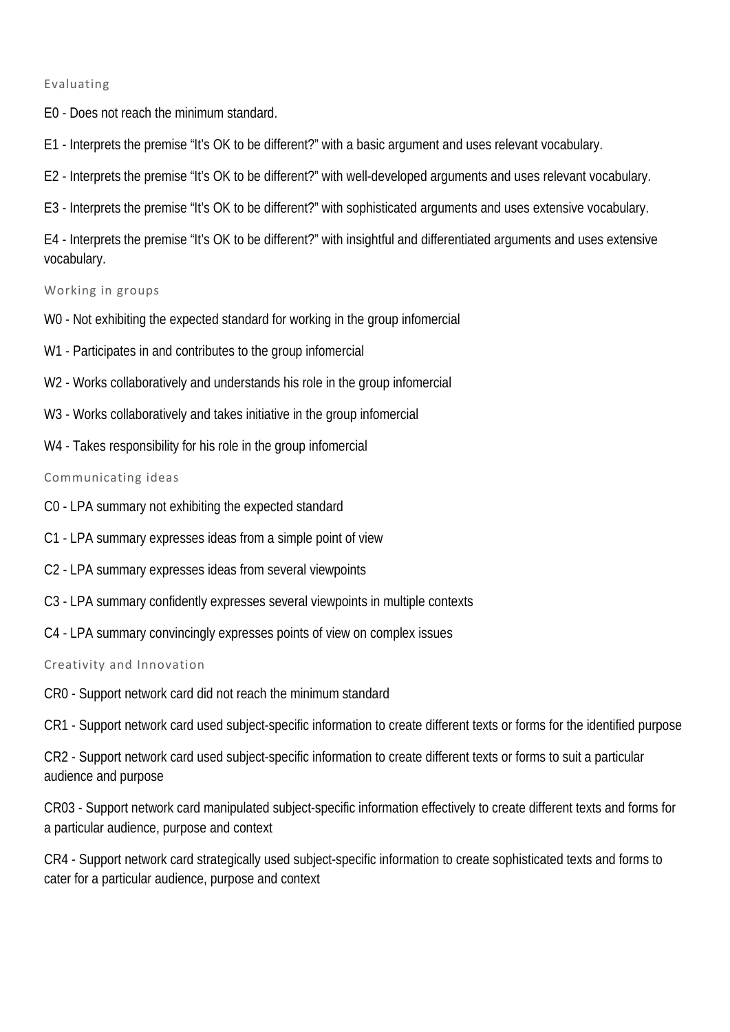### Evaluating

E0 - Does not reach the minimum standard.

E1 - Interprets the premise “It’s OK to be different?” with a basic argument and uses relevant vocabulary.

E2 - Interprets the premise “It’s OK to be different?” with well-developed arguments and uses relevant vocabulary.

E3 - Interprets the premise “It’s OK to be different?” with sophisticated arguments and uses extensive vocabulary.

E4 - Interprets the premise “It’s OK to be different?” with insightful and differentiated arguments and uses extensive vocabulary.

### Working in groups

W0 - Not exhibiting the expected standard for working in the group infomercial

W1 - Participates in and contributes to the group infomercial

W2 - Works collaboratively and understands his role in the group infomercial

W3 - Works collaboratively and takes initiative in the group infomercial

W4 - Takes responsibility for his role in the group infomercial

### Communicating ideas

C0 - LPA summary not exhibiting the expected standard

C1 - LPA summary expresses ideas from a simple point of view

C2 - LPA summary expresses ideas from several viewpoints

C3 - LPA summary confidently expresses several viewpoints in multiple contexts

C4 - LPA summary convincingly expresses points of view on complex issues

### Creativity and Innovation

CR0 - Support network card did not reach the minimum standard

CR1 - Support network card used subject-specific information to create different texts or forms for the identified purpose

CR2 - Support network card used subject-specific information to create different texts or forms to suit a particular audience and purpose

CR03 - Support network card manipulated subject-specific information effectively to create different texts and forms for a particular audience, purpose and context

CR4 - Support network card strategically used subject-specific information to create sophisticated texts and forms to cater for a particular audience, purpose and context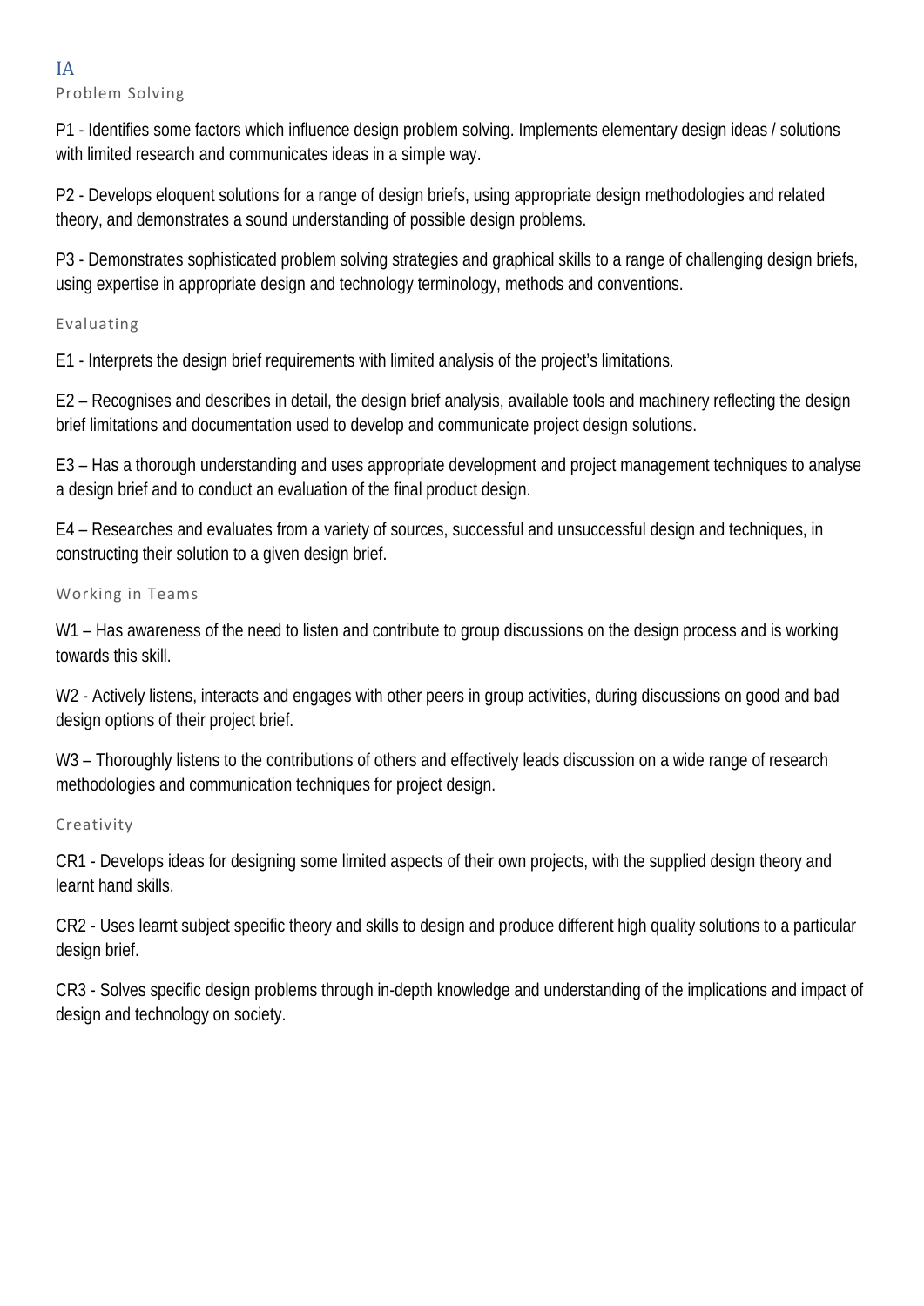# IA

### Problem Solving

P1 - Identifies some factors which influence design problem solving. Implements elementary design ideas / solutions with limited research and communicates ideas in a simple way.

P2 - Develops eloquent solutions for a range of design briefs, using appropriate design methodologies and related theory, and demonstrates a sound understanding of possible design problems.

P3 - Demonstrates sophisticated problem solving strategies and graphical skills to a range of challenging design briefs, using expertise in appropriate design and technology terminology, methods and conventions.

### Evaluating

E1 - Interprets the design brief requirements with limited analysis of the project's limitations.

E2 – Recognises and describes in detail, the design brief analysis, available tools and machinery reflecting the design brief limitations and documentation used to develop and communicate project design solutions.

E3 – Has a thorough understanding and uses appropriate development and project management techniques to analyse a design brief and to conduct an evaluation of the final product design.

E4 – Researches and evaluates from a variety of sources, successful and unsuccessful design and techniques, in constructing their solution to a given design brief.

### Working in Teams

W1 – Has awareness of the need to listen and contribute to group discussions on the design process and is working towards this skill.

W2 - Actively listens, interacts and engages with other peers in group activities, during discussions on good and bad design options of their project brief.

W3 – Thoroughly listens to the contributions of others and effectively leads discussion on a wide range of research methodologies and communication techniques for project design.

### Creativity

CR1 - Develops ideas for designing some limited aspects of their own projects, with the supplied design theory and learnt hand skills.

CR2 - Uses learnt subject specific theory and skills to design and produce different high quality solutions to a particular design brief.

CR3 - Solves specific design problems through in-depth knowledge and understanding of the implications and impact of design and technology on society.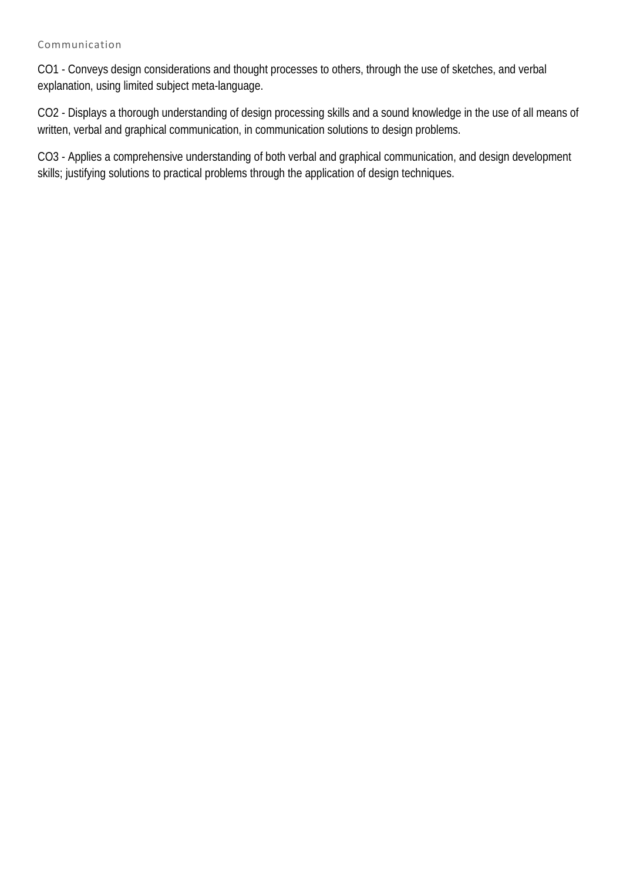Communication

CO1 - Conveys design considerations and thought processes to others, through the use of sketches, and verbal explanation, using limited subject meta-language.

CO2 - Displays a thorough understanding of design processing skills and a sound knowledge in the use of all means of written, verbal and graphical communication, in communication solutions to design problems.

CO3 - Applies a comprehensive understanding of both verbal and graphical communication, and design development skills; justifying solutions to practical problems through the application of design techniques.